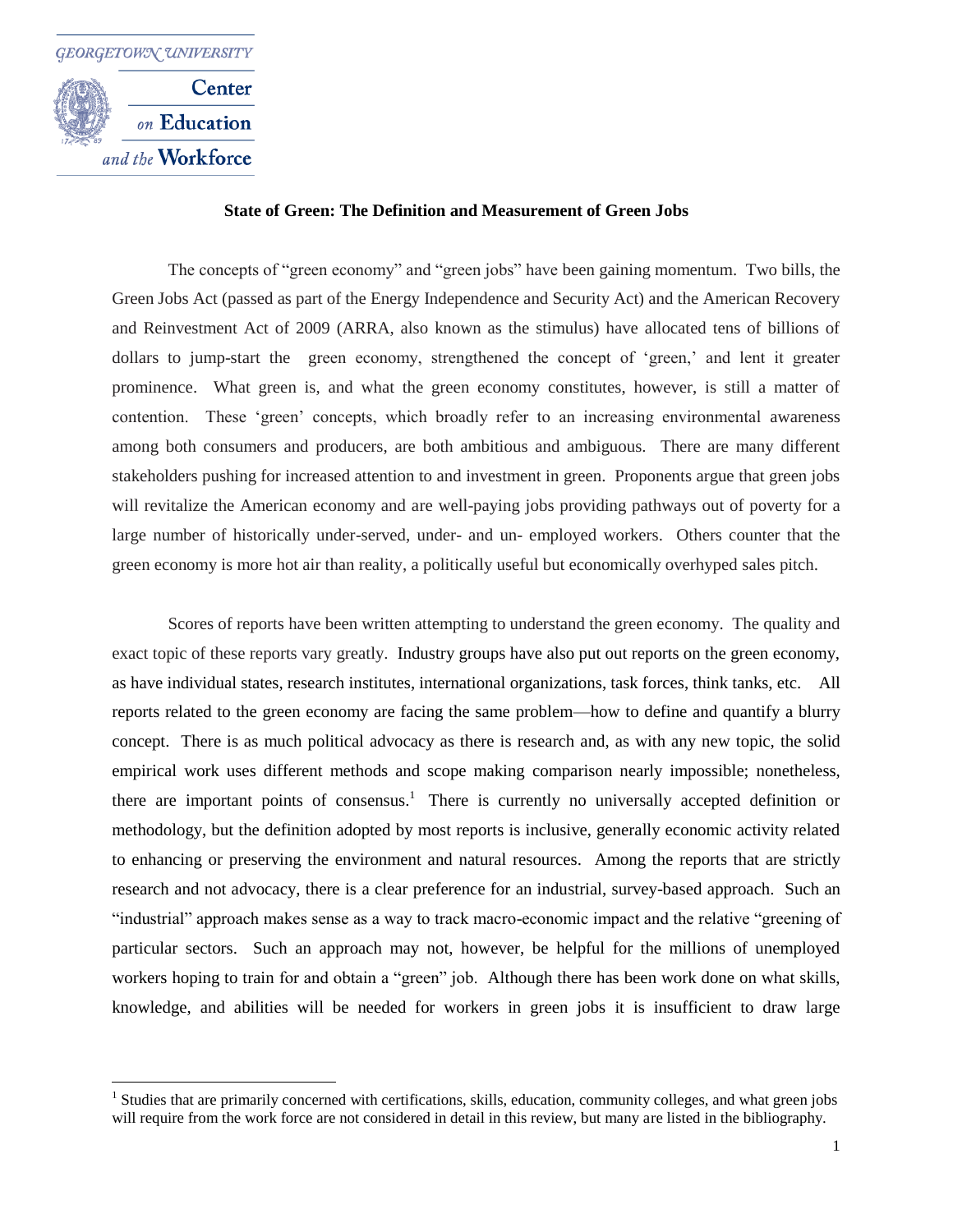GEORGETOWN UNIVERSITY

Center on Education and the Workforce

**State of Green: The Definition and Measurement of Green Jobs**

The concepts of "green economy" and "green jobs" have been gaining momentum. Two bills, the Green Jobs Act (passed as part of the Energy Independence and Security Act) and the American Recovery and Reinvestment Act of 2009 (ARRA, also known as the stimulus) have allocated tens of billions of dollars to jump-start the green economy, strengthened the concept of 'green,' and lent it greater prominence. What green is, and what the green economy constitutes, however, is still a matter of contention. These 'green' concepts, which broadly refer to an increasing environmental awareness among both consumers and producers, are both ambitious and ambiguous. There are many different stakeholders pushing for increased attention to and investment in green. Proponents argue that green jobs will revitalize the American economy and are well-paying jobs providing pathways out of poverty for a large number of historically under-served, under- and un- employed workers. Others counter that the green economy is more hot air than reality, a politically useful but economically overhyped sales pitch.

Scores of reports have been written attempting to understand the green economy. The quality and exact topic of these reports vary greatly. Industry groups have also put out reports on the green economy, as have individual states, research institutes, international organizations, task forces, think tanks, etc. All reports related to the green economy are facing the same problem—how to define and quantify a blurry concept. There is as much political advocacy as there is research and, as with any new topic, the solid empirical work uses different methods and scope making comparison nearly impossible; nonetheless, there are important points of consensus.[1] There is currently no universally accepted definition or methodology, but the definition adopted by most reports is inclusive, generally economic activity related to enhancing or preserving the environment and natural resources. Among the reports that are strictly research and not advocacy, there is a clear preference for an industrial, survey-based approach. Such an "industrial" approach makes sense as a way to track macro-economic impact and the relative "greening of particular sectors. Such an approach may not, however, be helpful for the millions of unemployed workers hoping to train for and obtain a "green" job. Although there has been work done on what skills, knowledge, and abilities will be needed for workers in green jobs it is insufficient to draw large

[1] Studies that are primarily concerned with certifications, skills, education, community colleges, and what green jobs will require from the work force are not considered in detail in this review, but many are listed in the bibliography.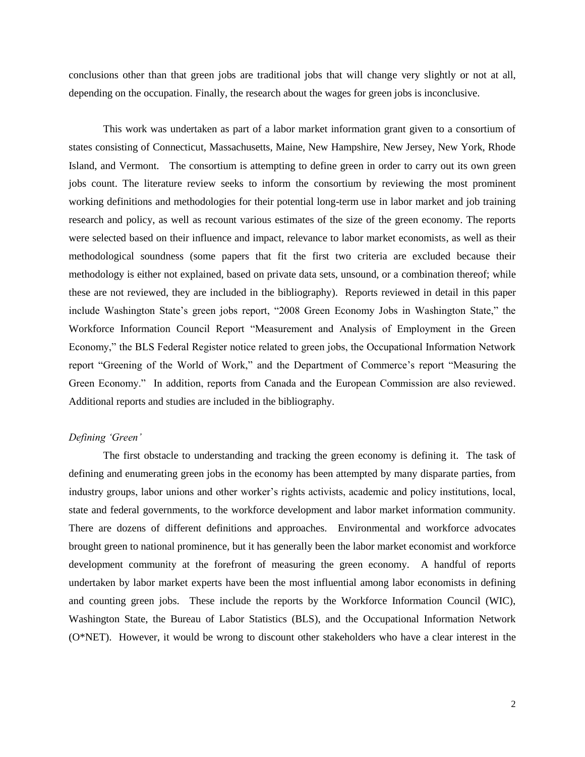conclusions other than that green jobs are traditional jobs that will change very slightly or not at all, depending on the occupation. Finally, the research about the wages for green jobs is inconclusive.

This work was undertaken as part of a labor market information grant given to a consortium of states consisting of Connecticut, Massachusetts, Maine, New Hampshire, New Jersey, New York, Rhode Island, and Vermont. The consortium is attempting to define green in order to carry out its own green jobs count. The literature review seeks to inform the consortium by reviewing the most prominent working definitions and methodologies for their potential long-term use in labor market and job training research and policy, as well as recount various estimates of the size of the green economy. The reports were selected based on their influence and impact, relevance to labor market economists, as well as their methodological soundness (some papers that fit the first two criteria are excluded because their methodology is either not explained, based on private data sets, unsound, or a combination thereof; while these are not reviewed, they are included in the bibliography). Reports reviewed in detail in this paper include Washington State's green jobs report, "2008 Green Economy Jobs in Washington State," the Workforce Information Council Report "Measurement and Analysis of Employment in the Green Economy," the BLS Federal Register notice related to green jobs, the Occupational Information Network report "Greening of the World of Work," and the Department of Commerce's report "Measuring the Green Economy." In addition, reports from Canada and the European Commission are also reviewed. Additional reports and studies are included in the bibliography.

*Defining 'Green'*

The first obstacle to understanding and tracking the green economy is defining it. The task of defining and enumerating green jobs in the economy has been attempted by many disparate parties, from industry groups, labor unions and other worker's rights activists, academic and policy institutions, local, state and federal governments, to the workforce development and labor market information community. There are dozens of different definitions and approaches. Environmental and workforce advocates brought green to national prominence, but it has generally been the labor market economist and workforce development community at the forefront of measuring the green economy. A handful of reports undertaken by labor market experts have been the most influential among labor economists in defining and counting green jobs. These include the reports by the Workforce Information Council (WIC), Washington State, the Bureau of Labor Statistics (BLS), and the Occupational Information Network (O*NET). However, it would be wrong to discount other stakeholders who have a clear interest in the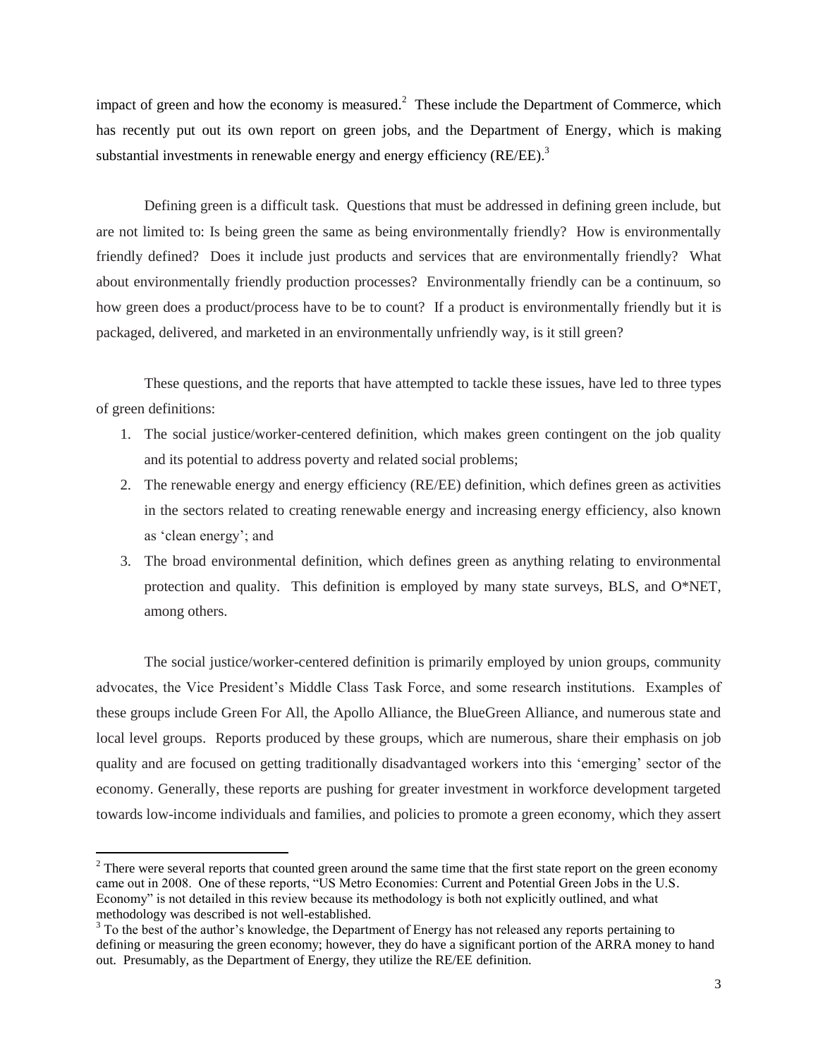impact of green and how the economy is measured.[2] These include the Department of Commerce, which has recently put out its own report on green jobs, and the Department of Energy, which is making substantial investments in renewable energy and energy efficiency (RE/EE).[3]

Defining green is a difficult task. Questions that must be addressed in defining green include, but are not limited to: Is being green the same as being environmentally friendly? How is environmentally friendly defined? Does it include just products and services that are environmentally friendly? What about environmentally friendly production processes? Environmentally friendly can be a continuum, so how green does a product/process have to be to count? If a product is environmentally friendly but it is packaged, delivered, and marketed in an environmentally unfriendly way, is it still green?

These questions, and the reports that have attempted to tackle these issues, have led to three types of green definitions:

1. The social justice/worker-centered definition, which makes green contingent on the job quality and its potential to address poverty and related social problems;
2. The renewable energy and energy efficiency (RE/EE) definition, which defines green as activities in the sectors related to creating renewable energy and increasing energy efficiency, also known as 'clean energy'; and
3. The broad environmental definition, which defines green as anything relating to environmental protection and quality. This definition is employed by many state surveys, BLS, and O*NET, among others.

The social justice/worker-centered definition is primarily employed by union groups, community advocates, the Vice President's Middle Class Task Force, and some research institutions. Examples of these groups include Green For All, the Apollo Alliance, the BlueGreen Alliance, and numerous state and local level groups. Reports produced by these groups, which are numerous, share their emphasis on job quality and are focused on getting traditionally disadvantaged workers into this 'emerging' sector of the economy. Generally, these reports are pushing for greater investment in workforce development targeted towards low-income individuals and families, and policies to promote a green economy, which they assert

[2] There were several reports that counted green around the same time that the first state report on the green economy came out in 2008. One of these reports, "US Metro Economies: Current and Potential Green Jobs in the U.S. Economy" is not detailed in this review because its methodology is both not explicitly outlined, and what methodology was described is not well-established.

[3] To the best of the author's knowledge, the Department of Energy has not released any reports pertaining to defining or measuring the green economy; however, they do have a significant portion of the ARRA money to hand out. Presumably, as the Department of Energy, they utilize the RE/EE definition.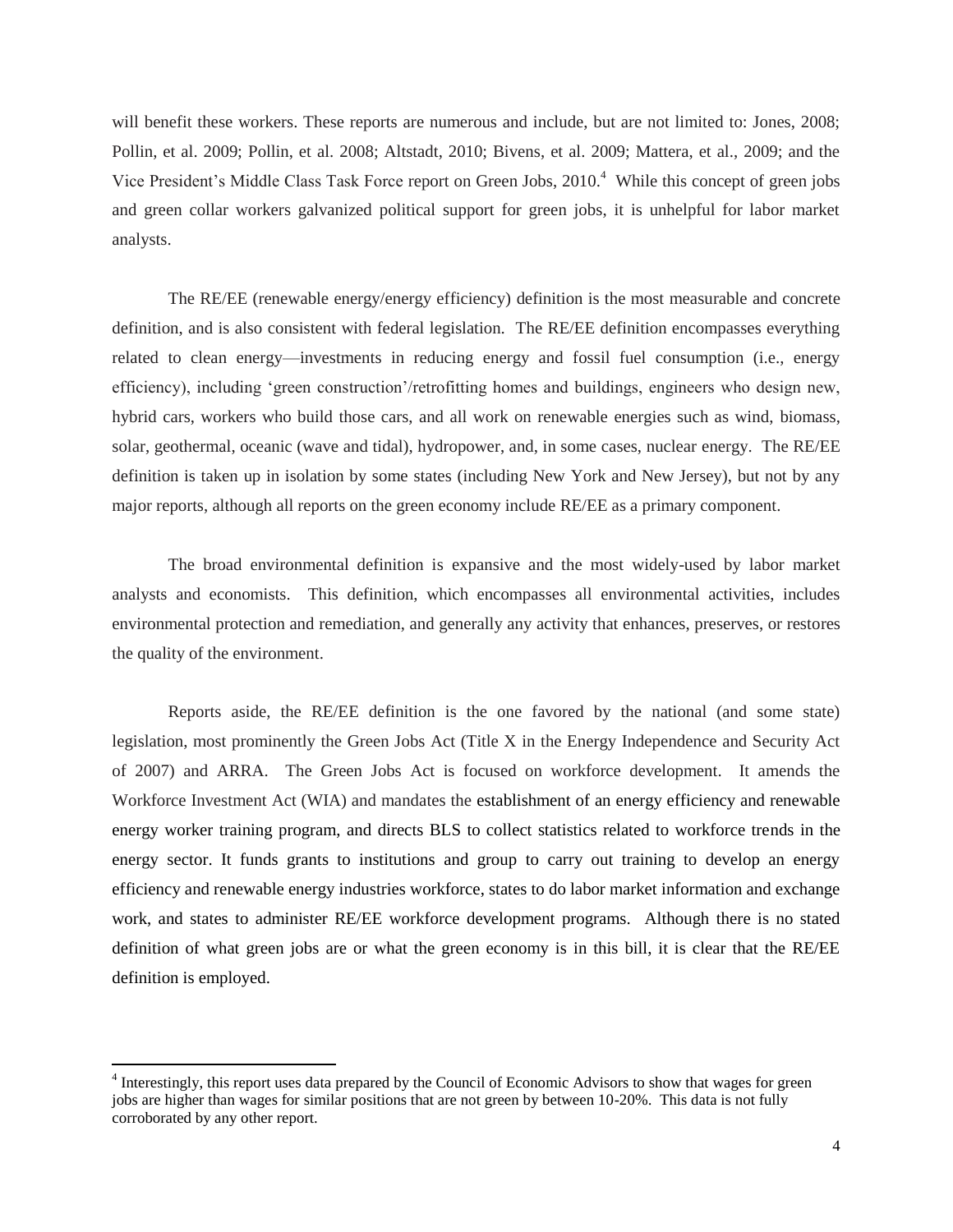will benefit these workers. These reports are numerous and include, but are not limited to: Jones, 2008; Pollin, et al. 2009; Pollin, et al. 2008; Altstadt, 2010; Bivens, et al. 2009; Mattera, et al., 2009; and the Vice President's Middle Class Task Force report on Green Jobs, 2010.[4] While this concept of green jobs and green collar workers galvanized political support for green jobs, it is unhelpful for labor market analysts.

The RE/EE (renewable energy/energy efficiency) definition is the most measurable and concrete definition, and is also consistent with federal legislation. The RE/EE definition encompasses everything related to clean energy—investments in reducing energy and fossil fuel consumption (i.e., energy efficiency), including 'green construction'/retrofitting homes and buildings, engineers who design new, hybrid cars, workers who build those cars, and all work on renewable energies such as wind, biomass, solar, geothermal, oceanic (wave and tidal), hydropower, and, in some cases, nuclear energy. The RE/EE definition is taken up in isolation by some states (including New York and New Jersey), but not by any major reports, although all reports on the green economy include RE/EE as a primary component.

The broad environmental definition is expansive and the most widely-used by labor market analysts and economists. This definition, which encompasses all environmental activities, includes environmental protection and remediation, and generally any activity that enhances, preserves, or restores the quality of the environment.

Reports aside, the RE/EE definition is the one favored by the national (and some state) legislation, most prominently the Green Jobs Act (Title X in the Energy Independence and Security Act of 2007) and ARRA. The Green Jobs Act is focused on workforce development. It amends the Workforce Investment Act (WIA) and mandates the establishment of an energy efficiency and renewable energy worker training program, and directs BLS to collect statistics related to workforce trends in the energy sector. It funds grants to institutions and group to carry out training to develop an energy efficiency and renewable energy industries workforce, states to do labor market information and exchange work, and states to administer RE/EE workforce development programs. Although there is no stated definition of what green jobs are or what the green economy is in this bill, it is clear that the RE/EE definition is employed.

---

[4] Interestingly, this report uses data prepared by the Council of Economic Advisors to show that wages for green jobs are higher than wages for similar positions that are not green by between 10-20%. This data is not fully corroborated by any other report.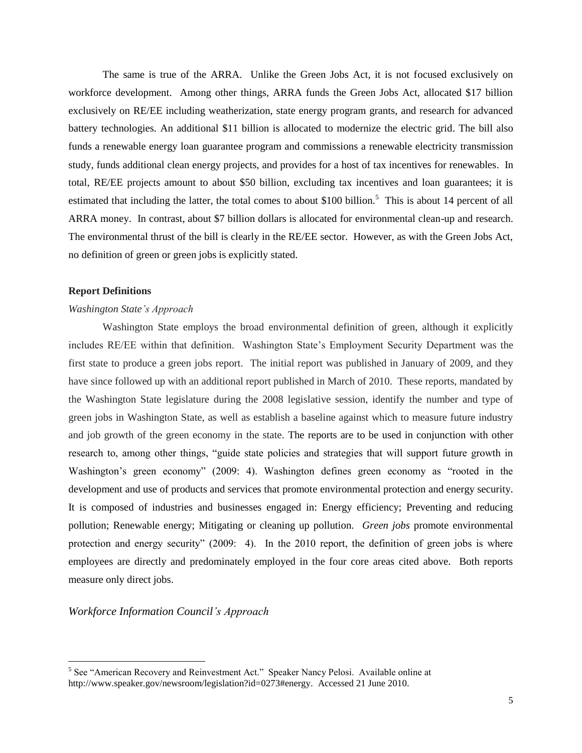The same is true of the ARRA. Unlike the Green Jobs Act, it is not focused exclusively on workforce development. Among other things, ARRA funds the Green Jobs Act, allocated $17 billion exclusively on RE/EE including weatherization, state energy program grants, and research for advanced battery technologies. An additional $11 billion is allocated to modernize the electric grid. The bill also funds a renewable energy loan guarantee program and commissions a renewable electricity transmission study, funds additional clean energy projects, and provides for a host of tax incentives for renewables. In total, RE/EE projects amount to about $50 billion, excluding tax incentives and loan guarantees; it is estimated that including the latter, the total comes to about $100 billion.[5] This is about 14 percent of all ARRA money. In contrast, about $7 billion dollars is allocated for environmental clean-up and research. The environmental thrust of the bill is clearly in the RE/EE sector. However, as with the Green Jobs Act, no definition of green or green jobs is explicitly stated.

**Report Definitions**

*Washington State's Approach*

Washington State employs the broad environmental definition of green, although it explicitly includes RE/EE within that definition. Washington State's Employment Security Department was the first state to produce a green jobs report. The initial report was published in January of 2009, and they have since followed up with an additional report published in March of 2010. These reports, mandated by the Washington State legislature during the 2008 legislative session, identify the number and type of green jobs in Washington State, as well as establish a baseline against which to measure future industry and job growth of the green economy in the state. The reports are to be used in conjunction with other research to, among other things, "guide state policies and strategies that will support future growth in Washington's green economy" (2009: 4). Washington defines green economy as "rooted in the development and use of products and services that promote environmental protection and energy security. It is composed of industries and businesses engaged in: Energy efficiency; Preventing and reducing pollution; Renewable energy; Mitigating or cleaning up pollution. *Green jobs* promote environmental protection and energy security" (2009: 4). In the 2010 report, the definition of green jobs is where employees are directly and predominately employed in the four core areas cited above. Both reports measure only direct jobs.

*Workforce Information Council's Approach*

[5] See "American Recovery and Reinvestment Act." Speaker Nancy Pelosi. Available online at http://www.speaker.gov/newsroom/legislation?id=0273#energy. Accessed 21 June 2010.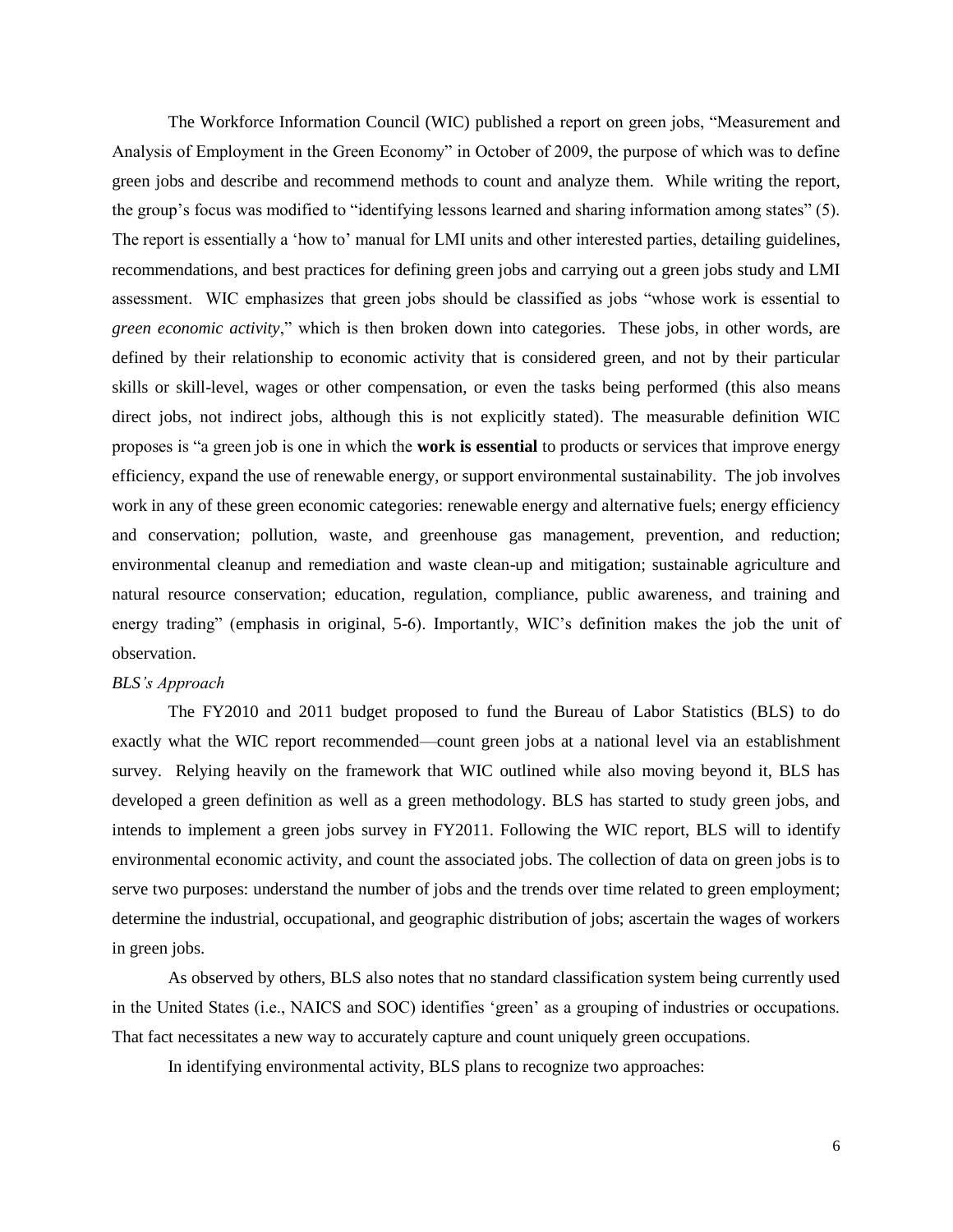The Workforce Information Council (WIC) published a report on green jobs, "Measurement and Analysis of Employment in the Green Economy" in October of 2009, the purpose of which was to define green jobs and describe and recommend methods to count and analyze them. While writing the report, the group's focus was modified to "identifying lessons learned and sharing information among states" (5). The report is essentially a 'how to' manual for LMI units and other interested parties, detailing guidelines, recommendations, and best practices for defining green jobs and carrying out a green jobs study and LMI assessment. WIC emphasizes that green jobs should be classified as jobs "whose work is essential to *green economic activity*," which is then broken down into categories. These jobs, in other words, are defined by their relationship to economic activity that is considered green, and not by their particular skills or skill-level, wages or other compensation, or even the tasks being performed (this also means direct jobs, not indirect jobs, although this is not explicitly stated). The measurable definition WIC proposes is "a green job is one in which the **work is essential** to products or services that improve energy efficiency, expand the use of renewable energy, or support environmental sustainability. The job involves work in any of these green economic categories: renewable energy and alternative fuels; energy efficiency and conservation; pollution, waste, and greenhouse gas management, prevention, and reduction; environmental cleanup and remediation and waste clean-up and mitigation; sustainable agriculture and natural resource conservation; education, regulation, compliance, public awareness, and training and energy trading" (emphasis in original, 5-6). Importantly, WIC's definition makes the job the unit of observation.

*BLS's Approach*

The FY2010 and 2011 budget proposed to fund the Bureau of Labor Statistics (BLS) to do exactly what the WIC report recommended—count green jobs at a national level via an establishment survey. Relying heavily on the framework that WIC outlined while also moving beyond it, BLS has developed a green definition as well as a green methodology. BLS has started to study green jobs, and intends to implement a green jobs survey in FY2011. Following the WIC report, BLS will to identify environmental economic activity, and count the associated jobs. The collection of data on green jobs is to serve two purposes: understand the number of jobs and the trends over time related to green employment; determine the industrial, occupational, and geographic distribution of jobs; ascertain the wages of workers in green jobs.

As observed by others, BLS also notes that no standard classification system being currently used in the United States (i.e., NAICS and SOC) identifies 'green' as a grouping of industries or occupations. That fact necessitates a new way to accurately capture and count uniquely green occupations.

In identifying environmental activity, BLS plans to recognize two approaches: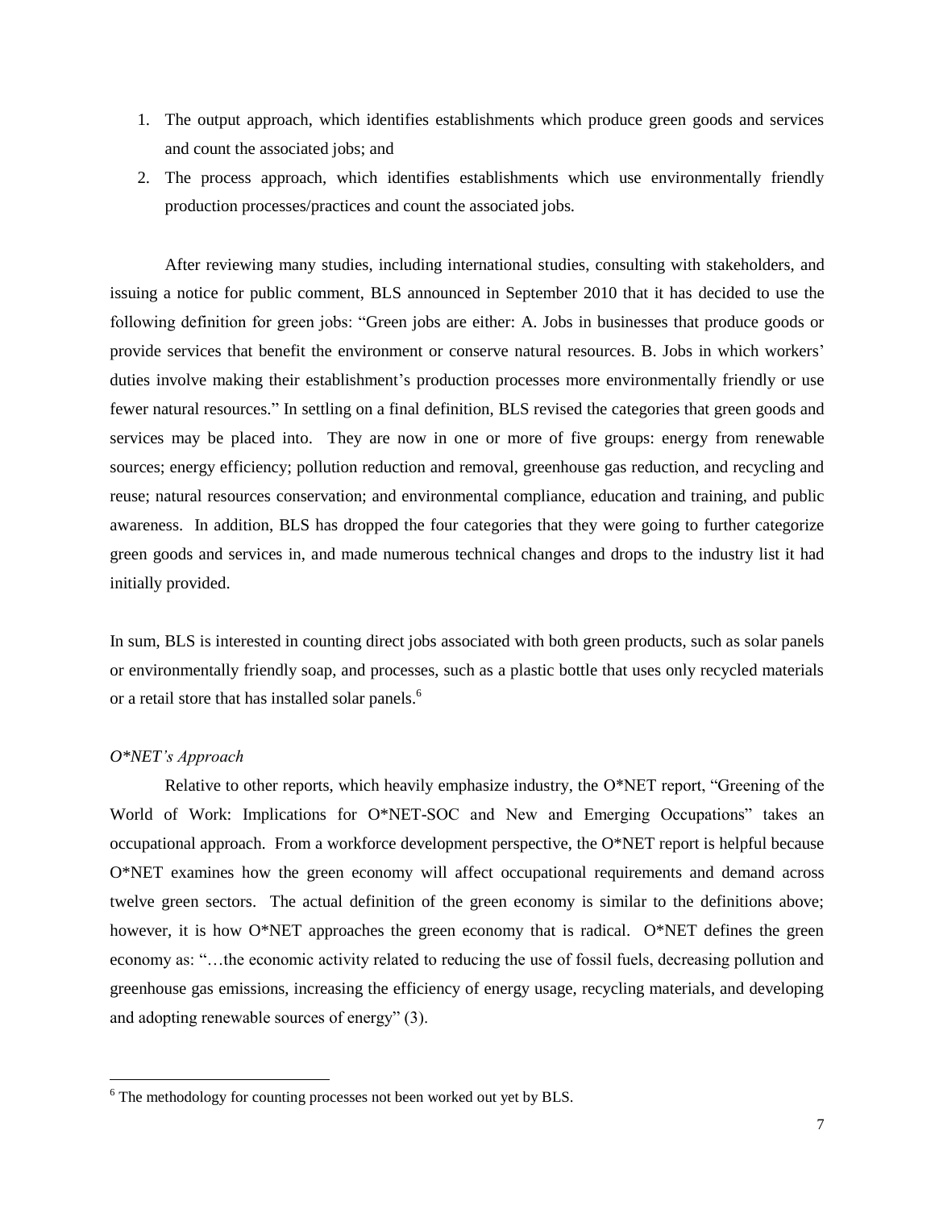1. The output approach, which identifies establishments which produce green goods and services and count the associated jobs; and
2. The process approach, which identifies establishments which use environmentally friendly production processes/practices and count the associated jobs.

After reviewing many studies, including international studies, consulting with stakeholders, and issuing a notice for public comment, BLS announced in September 2010 that it has decided to use the following definition for green jobs: "Green jobs are either: A. Jobs in businesses that produce goods or provide services that benefit the environment or conserve natural resources. B. Jobs in which workers' duties involve making their establishment's production processes more environmentally friendly or use fewer natural resources." In settling on a final definition, BLS revised the categories that green goods and services may be placed into. They are now in one or more of five groups: energy from renewable sources; energy efficiency; pollution reduction and removal, greenhouse gas reduction, and recycling and reuse; natural resources conservation; and environmental compliance, education and training, and public awareness. In addition, BLS has dropped the four categories that they were going to further categorize green goods and services in, and made numerous technical changes and drops to the industry list it had initially provided.

In sum, BLS is interested in counting direct jobs associated with both green products, such as solar panels or environmentally friendly soap, and processes, such as a plastic bottle that uses only recycled materials or a retail store that has installed solar panels.[6]

*O\*NET's Approach*

Relative to other reports, which heavily emphasize industry, the O*NET report, "Greening of the World of Work: Implications for O*NET-SOC and New and Emerging Occupations" takes an occupational approach. From a workforce development perspective, the O*NET report is helpful because O*NET examines how the green economy will affect occupational requirements and demand across twelve green sectors. The actual definition of the green economy is similar to the definitions above; however, it is how O*NET approaches the green economy that is radical. O*NET defines the green economy as: "…the economic activity related to reducing the use of fossil fuels, decreasing pollution and greenhouse gas emissions, increasing the efficiency of energy usage, recycling materials, and developing and adopting renewable sources of energy" (3).

[6] The methodology for counting processes not been worked out yet by BLS.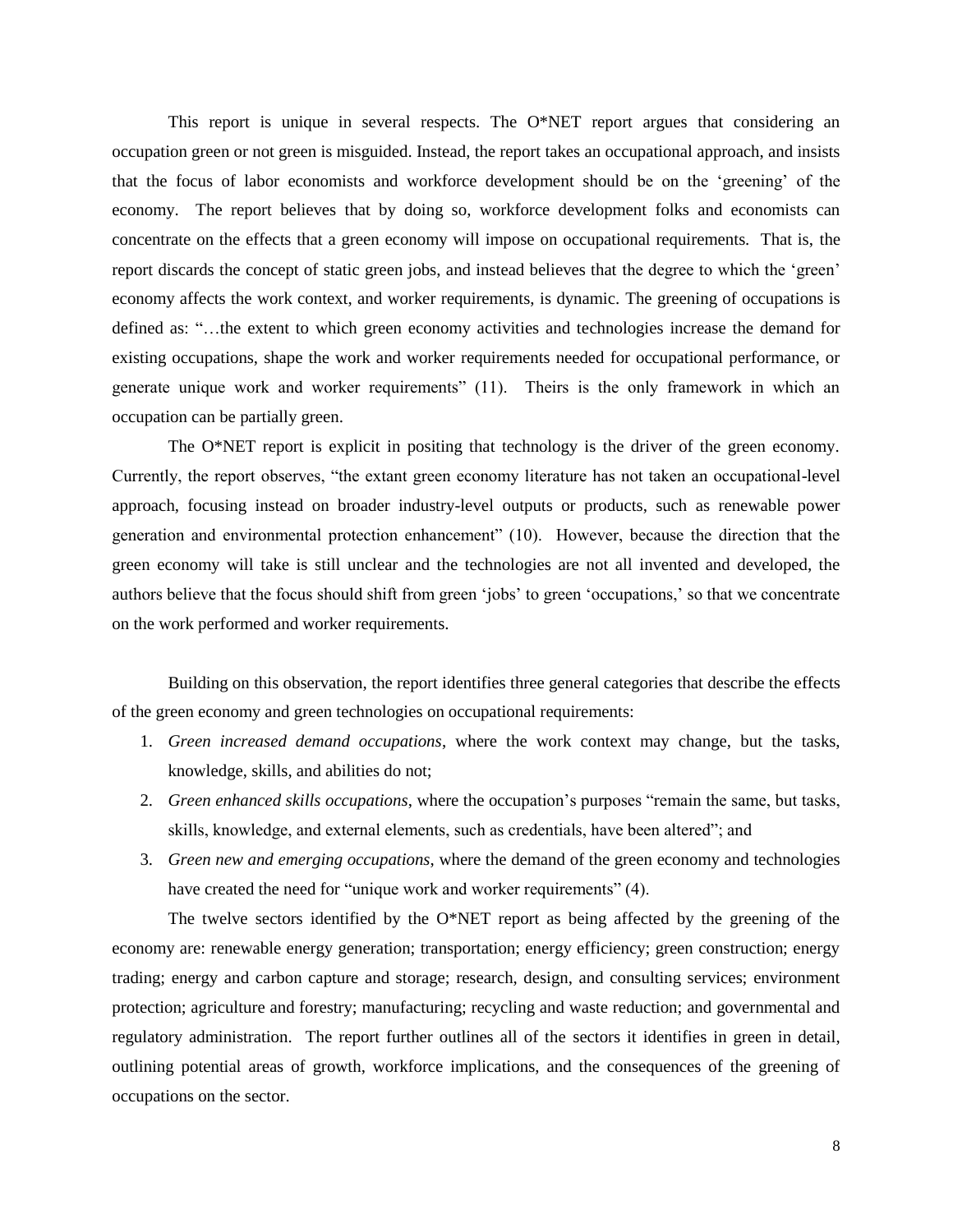This report is unique in several respects. The O*NET report argues that considering an occupation green or not green is misguided. Instead, the report takes an occupational approach, and insists that the focus of labor economists and workforce development should be on the 'greening' of the economy. The report believes that by doing so, workforce development folks and economists can concentrate on the effects that a green economy will impose on occupational requirements. That is, the report discards the concept of static green jobs, and instead believes that the degree to which the 'green' economy affects the work context, and worker requirements, is dynamic. The greening of occupations is defined as: "…the extent to which green economy activities and technologies increase the demand for existing occupations, shape the work and worker requirements needed for occupational performance, or generate unique work and worker requirements" (11). Theirs is the only framework in which an occupation can be partially green.

The O*NET report is explicit in positing that technology is the driver of the green economy. Currently, the report observes, "the extant green economy literature has not taken an occupational-level approach, focusing instead on broader industry-level outputs or products, such as renewable power generation and environmental protection enhancement" (10). However, because the direction that the green economy will take is still unclear and the technologies are not all invented and developed, the authors believe that the focus should shift from green 'jobs' to green 'occupations,' so that we concentrate on the work performed and worker requirements.

Building on this observation, the report identifies three general categories that describe the effects of the green economy and green technologies on occupational requirements:

1. *Green increased demand occupations*, where the work context may change, but the tasks, knowledge, skills, and abilities do not;
2. *Green enhanced skills occupations*, where the occupation's purposes "remain the same, but tasks, skills, knowledge, and external elements, such as credentials, have been altered"; and
3. *Green new and emerging occupations*, where the demand of the green economy and technologies have created the need for "unique work and worker requirements" (4).

The twelve sectors identified by the O*NET report as being affected by the greening of the economy are: renewable energy generation; transportation; energy efficiency; green construction; energy trading; energy and carbon capture and storage; research, design, and consulting services; environment protection; agriculture and forestry; manufacturing; recycling and waste reduction; and governmental and regulatory administration. The report further outlines all of the sectors it identifies in green in detail, outlining potential areas of growth, workforce implications, and the consequences of the greening of occupations on the sector.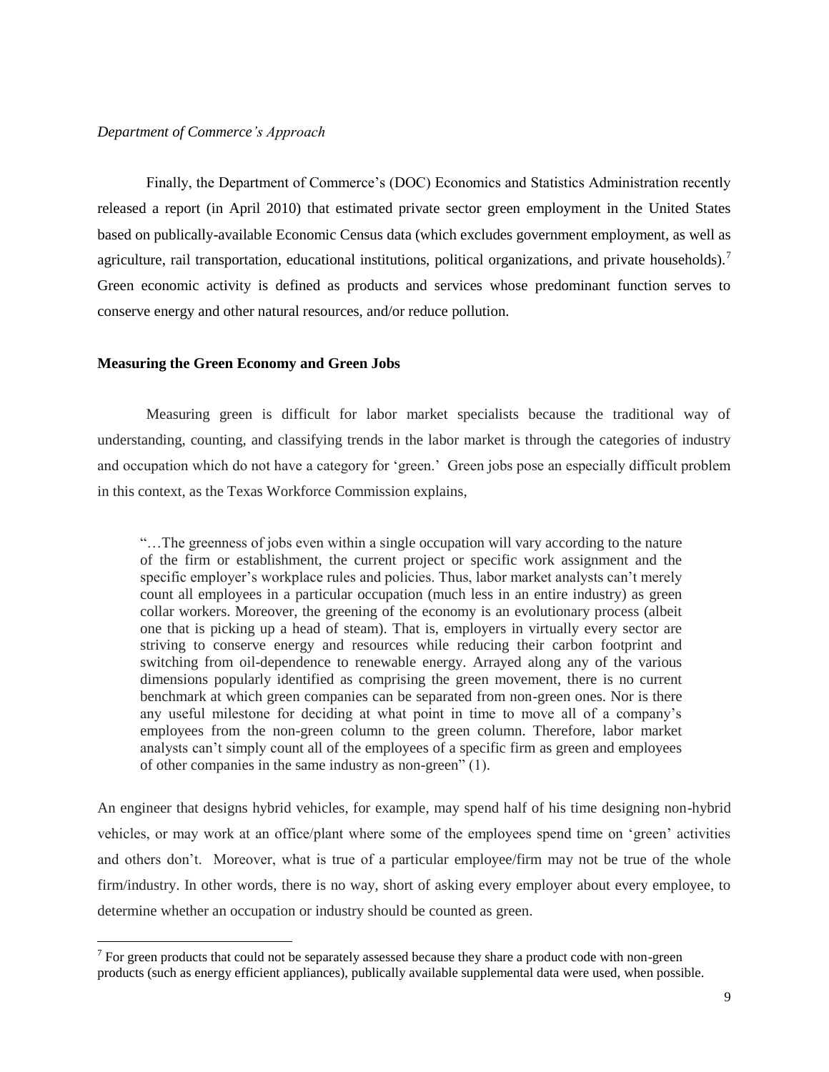*Department of Commerce's Approach*

Finally, the Department of Commerce's (DOC) Economics and Statistics Administration recently released a report (in April 2010) that estimated private sector green employment in the United States based on publically-available Economic Census data (which excludes government employment, as well as agriculture, rail transportation, educational institutions, political organizations, and private households).[7] Green economic activity is defined as products and services whose predominant function serves to conserve energy and other natural resources, and/or reduce pollution.

**Measuring the Green Economy and Green Jobs**

Measuring green is difficult for labor market specialists because the traditional way of understanding, counting, and classifying trends in the labor market is through the categories of industry and occupation which do not have a category for 'green.' Green jobs pose an especially difficult problem in this context, as the Texas Workforce Commission explains,

> "…The greenness of jobs even within a single occupation will vary according to the nature of the firm or establishment, the current project or specific work assignment and the specific employer's workplace rules and policies. Thus, labor market analysts can't merely count all employees in a particular occupation (much less in an entire industry) as green collar workers. Moreover, the greening of the economy is an evolutionary process (albeit one that is picking up a head of steam). That is, employers in virtually every sector are striving to conserve energy and resources while reducing their carbon footprint and switching from oil-dependence to renewable energy. Arrayed along any of the various dimensions popularly identified as comprising the green movement, there is no current benchmark at which green companies can be separated from non-green ones. Nor is there any useful milestone for deciding at what point in time to move all of a company's employees from the non-green column to the green column. Therefore, labor market analysts can't simply count all of the employees of a specific firm as green and employees of other companies in the same industry as non-green" (1).

An engineer that designs hybrid vehicles, for example, may spend half of his time designing non-hybrid vehicles, or may work at an office/plant where some of the employees spend time on 'green' activities and others don't. Moreover, what is true of a particular employee/firm may not be true of the whole firm/industry. In other words, there is no way, short of asking every employer about every employee, to determine whether an occupation or industry should be counted as green.

[7] For green products that could not be separately assessed because they share a product code with non-green products (such as energy efficient appliances), publically available supplemental data were used, when possible.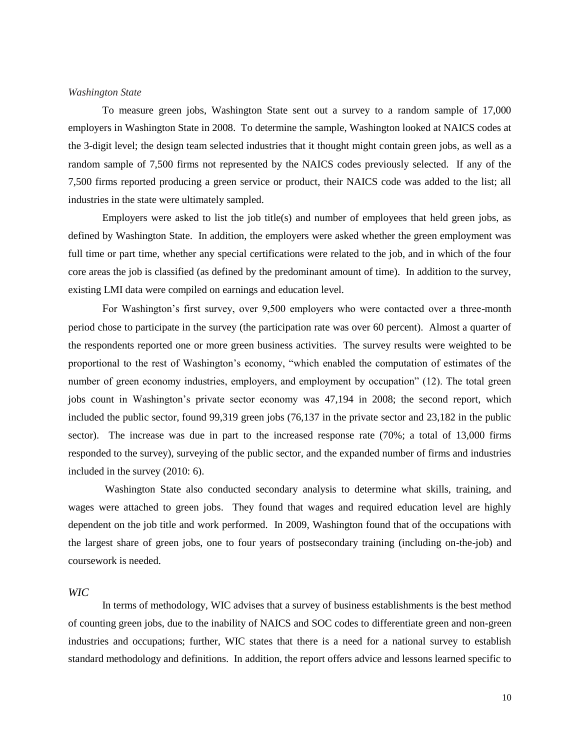*Washington State*

To measure green jobs, Washington State sent out a survey to a random sample of 17,000 employers in Washington State in 2008. To determine the sample, Washington looked at NAICS codes at the 3-digit level; the design team selected industries that it thought might contain green jobs, as well as a random sample of 7,500 firms not represented by the NAICS codes previously selected. If any of the 7,500 firms reported producing a green service or product, their NAICS code was added to the list; all industries in the state were ultimately sampled.

Employers were asked to list the job title(s) and number of employees that held green jobs, as defined by Washington State. In addition, the employers were asked whether the green employment was full time or part time, whether any special certifications were related to the job, and in which of the four core areas the job is classified (as defined by the predominant amount of time). In addition to the survey, existing LMI data were compiled on earnings and education level.

For Washington's first survey, over 9,500 employers who were contacted over a three-month period chose to participate in the survey (the participation rate was over 60 percent). Almost a quarter of the respondents reported one or more green business activities. The survey results were weighted to be proportional to the rest of Washington's economy, "which enabled the computation of estimates of the number of green economy industries, employers, and employment by occupation" (12). The total green jobs count in Washington's private sector economy was 47,194 in 2008; the second report, which included the public sector, found 99,319 green jobs (76,137 in the private sector and 23,182 in the public sector). The increase was due in part to the increased response rate (70%; a total of 13,000 firms responded to the survey), surveying of the public sector, and the expanded number of firms and industries included in the survey (2010: 6).

Washington State also conducted secondary analysis to determine what skills, training, and wages were attached to green jobs. They found that wages and required education level are highly dependent on the job title and work performed. In 2009, Washington found that of the occupations with the largest share of green jobs, one to four years of postsecondary training (including on-the-job) and coursework is needed.

*WIC*

In terms of methodology, WIC advises that a survey of business establishments is the best method of counting green jobs, due to the inability of NAICS and SOC codes to differentiate green and non-green industries and occupations; further, WIC states that there is a need for a national survey to establish standard methodology and definitions. In addition, the report offers advice and lessons learned specific to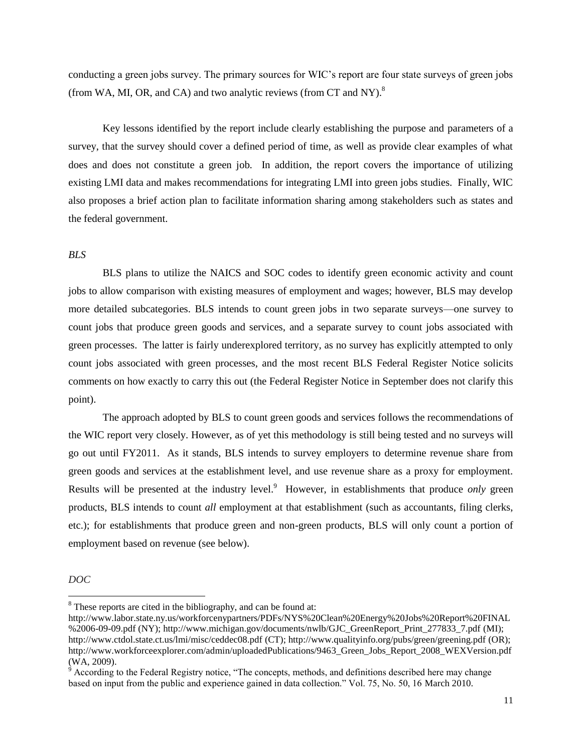conducting a green jobs survey. The primary sources for WIC's report are four state surveys of green jobs (from WA, MI, OR, and CA) and two analytic reviews (from CT and NY).[8]

Key lessons identified by the report include clearly establishing the purpose and parameters of a survey, that the survey should cover a defined period of time, as well as provide clear examples of what does and does not constitute a green job. In addition, the report covers the importance of utilizing existing LMI data and makes recommendations for integrating LMI into green jobs studies. Finally, WIC also proposes a brief action plan to facilitate information sharing among stakeholders such as states and the federal government.

*BLS*

BLS plans to utilize the NAICS and SOC codes to identify green economic activity and count jobs to allow comparison with existing measures of employment and wages; however, BLS may develop more detailed subcategories. BLS intends to count green jobs in two separate surveys—one survey to count jobs that produce green goods and services, and a separate survey to count jobs associated with green processes. The latter is fairly underexplored territory, as no survey has explicitly attempted to only count jobs associated with green processes, and the most recent BLS Federal Register Notice solicits comments on how exactly to carry this out (the Federal Register Notice in September does not clarify this point).

The approach adopted by BLS to count green goods and services follows the recommendations of the WIC report very closely. However, as of yet this methodology is still being tested and no surveys will go out until FY2011. As it stands, BLS intends to survey employers to determine revenue share from green goods and services at the establishment level, and use revenue share as a proxy for employment. Results will be presented at the industry level.[9] However, in establishments that produce *only* green products, BLS intends to count *all* employment at that establishment (such as accountants, filing clerks, etc.); for establishments that produce green and non-green products, BLS will only count a portion of employment based on revenue (see below).

*DOC*

---

[8] These reports are cited in the bibliography, and can be found at: http://www.labor.state.ny.us/workforcenypartners/PDFs/NYS%20Clean%20Energy%20Jobs%20Report%20FINAL%2006-09-09.pdf (NY); http://www.michigan.gov/documents/nwlb/GJC_GreenReport_Print_277833_7.pdf (MI); http://www.ctdol.state.ct.us/lmi/misc/ceddec08.pdf (CT); http://www.qualityinfo.org/pubs/green/greening.pdf (OR); http://www.workforceexplorer.com/admin/uploadedPublications/9463_Green_Jobs_Report_2008_WEXVersion.pdf (WA, 2009).

[9] According to the Federal Registry notice, "The concepts, methods, and definitions described here may change based on input from the public and experience gained in data collection." Vol. 75, No. 50, 16 March 2010.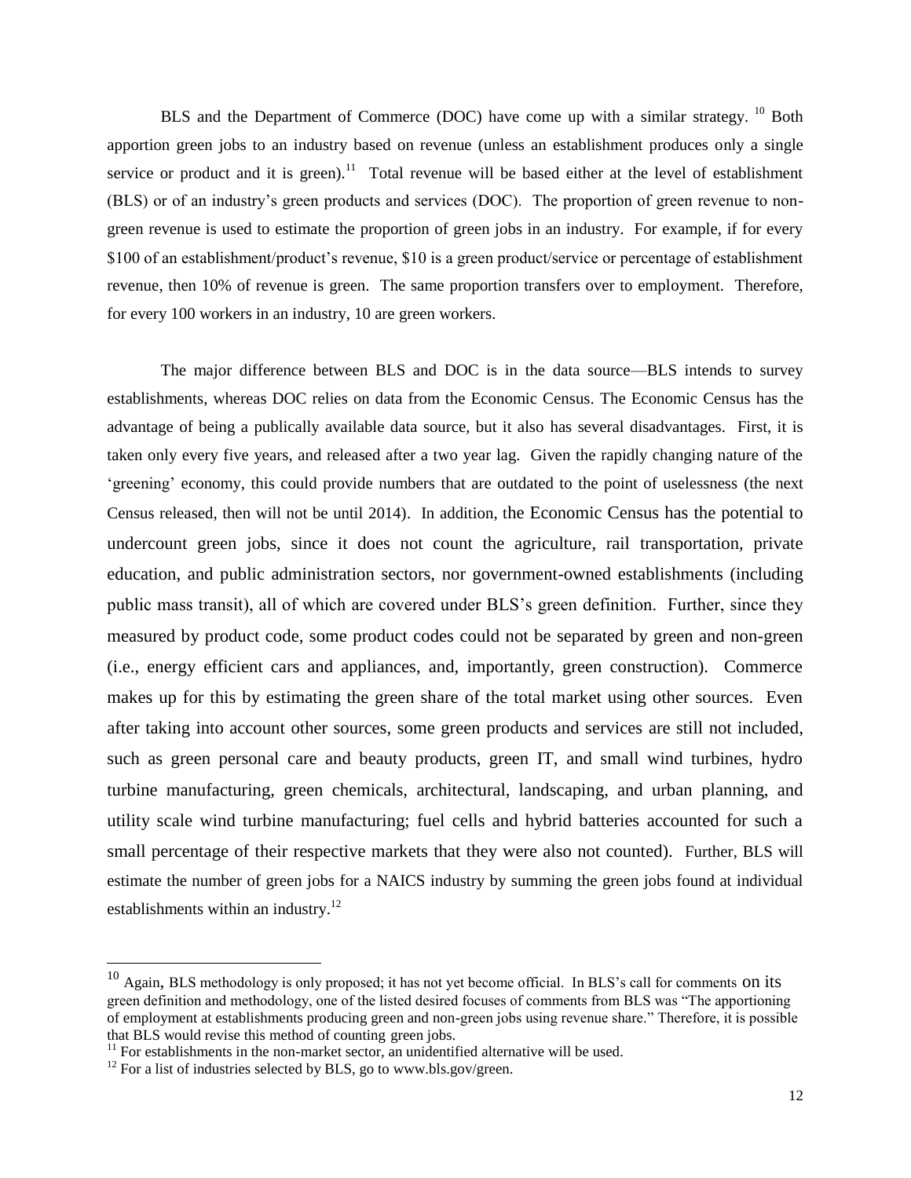BLS and the Department of Commerce (DOC) have come up with a similar strategy. [10] Both apportion green jobs to an industry based on revenue (unless an establishment produces only a single service or product and it is green).[11] Total revenue will be based either at the level of establishment (BLS) or of an industry's green products and services (DOC). The proportion of green revenue to non-green revenue is used to estimate the proportion of green jobs in an industry. For example, if for every $100 of an establishment/product's revenue, $10 is a green product/service or percentage of establishment revenue, then 10% of revenue is green. The same proportion transfers over to employment. Therefore, for every 100 workers in an industry, 10 are green workers.

The major difference between BLS and DOC is in the data source—BLS intends to survey establishments, whereas DOC relies on data from the Economic Census. The Economic Census has the advantage of being a publically available data source, but it also has several disadvantages. First, it is taken only every five years, and released after a two year lag. Given the rapidly changing nature of the 'greening' economy, this could provide numbers that are outdated to the point of uselessness (the next Census released, then will not be until 2014). In addition, the Economic Census has the potential to undercount green jobs, since it does not count the agriculture, rail transportation, private education, and public administration sectors, nor government-owned establishments (including public mass transit), all of which are covered under BLS's green definition. Further, since they measured by product code, some product codes could not be separated by green and non-green (i.e., energy efficient cars and appliances, and, importantly, green construction). Commerce makes up for this by estimating the green share of the total market using other sources. Even after taking into account other sources, some green products and services are still not included, such as green personal care and beauty products, green IT, and small wind turbines, hydro turbine manufacturing, green chemicals, architectural, landscaping, and urban planning, and utility scale wind turbine manufacturing; fuel cells and hybrid batteries accounted for such a small percentage of their respective markets that they were also not counted). Further, BLS will estimate the number of green jobs for a NAICS industry by summing the green jobs found at individual establishments within an industry.[12]

---

[10] Again, BLS methodology is only proposed; it has not yet become official. In BLS's call for comments on its green definition and methodology, one of the listed desired focuses of comments from BLS was "The apportioning of employment at establishments producing green and non-green jobs using revenue share." Therefore, it is possible that BLS would revise this method of counting green jobs.

[11] For establishments in the non-market sector, an unidentified alternative will be used.

[12] For a list of industries selected by BLS, go to www.bls.gov/green.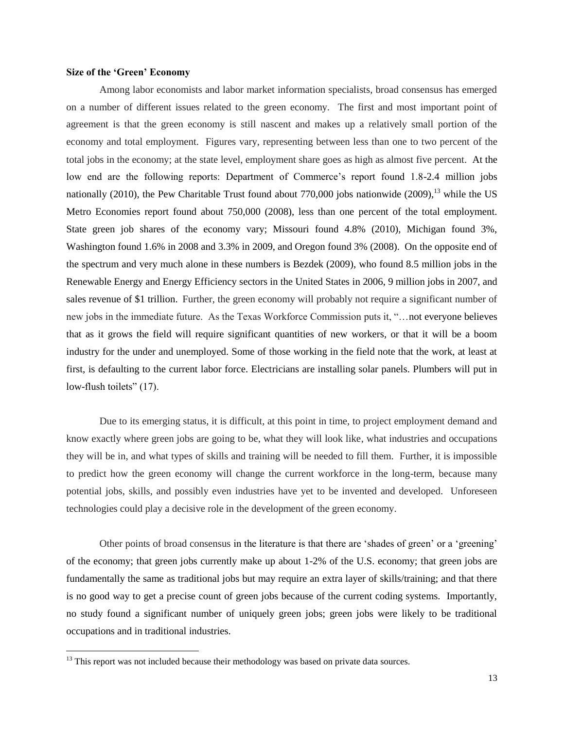**Size of the 'Green' Economy**

Among labor economists and labor market information specialists, broad consensus has emerged on a number of different issues related to the green economy. The first and most important point of agreement is that the green economy is still nascent and makes up a relatively small portion of the economy and total employment. Figures vary, representing between less than one to two percent of the total jobs in the economy; at the state level, employment share goes as high as almost five percent. At the low end are the following reports: Department of Commerce's report found 1.8-2.4 million jobs nationally (2010), the Pew Charitable Trust found about 770,000 jobs nationwide (2009),[13] while the US Metro Economies report found about 750,000 (2008), less than one percent of the total employment. State green job shares of the economy vary; Missouri found 4.8% (2010), Michigan found 3%, Washington found 1.6% in 2008 and 3.3% in 2009, and Oregon found 3% (2008). On the opposite end of the spectrum and very much alone in these numbers is Bezdek (2009), who found 8.5 million jobs in the Renewable Energy and Energy Efficiency sectors in the United States in 2006, 9 million jobs in 2007, and sales revenue of $1 trillion. Further, the green economy will probably not require a significant number of new jobs in the immediate future. As the Texas Workforce Commission puts it, "…not everyone believes that as it grows the field will require significant quantities of new workers, or that it will be a boom industry for the under and unemployed. Some of those working in the field note that the work, at least at first, is defaulting to the current labor force. Electricians are installing solar panels. Plumbers will put in low-flush toilets" (17).

Due to its emerging status, it is difficult, at this point in time, to project employment demand and know exactly where green jobs are going to be, what they will look like, what industries and occupations they will be in, and what types of skills and training will be needed to fill them. Further, it is impossible to predict how the green economy will change the current workforce in the long-term, because many potential jobs, skills, and possibly even industries have yet to be invented and developed. Unforeseen technologies could play a decisive role in the development of the green economy.

Other points of broad consensus in the literature is that there are 'shades of green' or a 'greening' of the economy; that green jobs currently make up about 1-2% of the U.S. economy; that green jobs are fundamentally the same as traditional jobs but may require an extra layer of skills/training; and that there is no good way to get a precise count of green jobs because of the current coding systems. Importantly, no study found a significant number of uniquely green jobs; green jobs were likely to be traditional occupations and in traditional industries.

[13] This report was not included because their methodology was based on private data sources.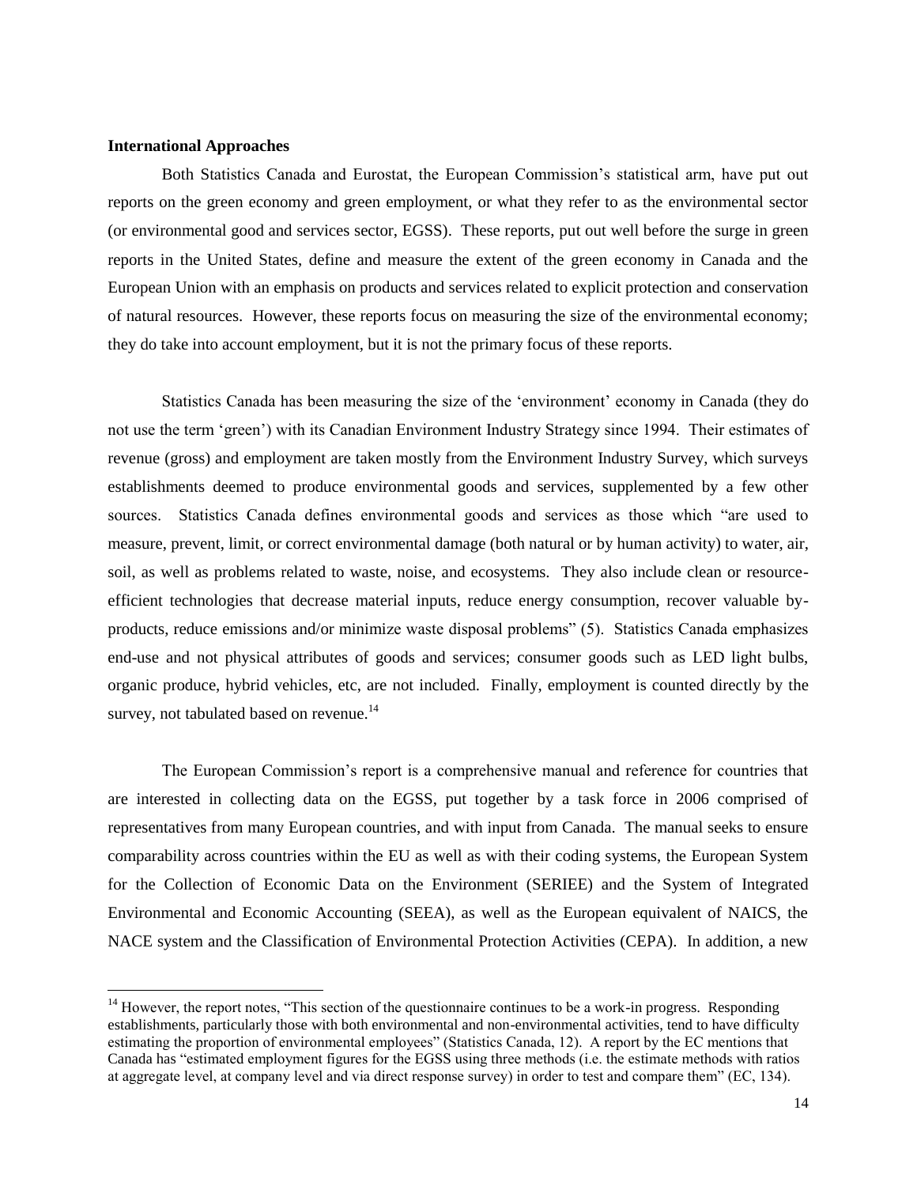**International Approaches**

Both Statistics Canada and Eurostat, the European Commission's statistical arm, have put out reports on the green economy and green employment, or what they refer to as the environmental sector (or environmental good and services sector, EGSS). These reports, put out well before the surge in green reports in the United States, define and measure the extent of the green economy in Canada and the European Union with an emphasis on products and services related to explicit protection and conservation of natural resources. However, these reports focus on measuring the size of the environmental economy; they do take into account employment, but it is not the primary focus of these reports.

Statistics Canada has been measuring the size of the 'environment' economy in Canada (they do not use the term 'green') with its Canadian Environment Industry Strategy since 1994. Their estimates of revenue (gross) and employment are taken mostly from the Environment Industry Survey, which surveys establishments deemed to produce environmental goods and services, supplemented by a few other sources. Statistics Canada defines environmental goods and services as those which "are used to measure, prevent, limit, or correct environmental damage (both natural or by human activity) to water, air, soil, as well as problems related to waste, noise, and ecosystems. They also include clean or resource-efficient technologies that decrease material inputs, reduce energy consumption, recover valuable by-products, reduce emissions and/or minimize waste disposal problems" (5). Statistics Canada emphasizes end-use and not physical attributes of goods and services; consumer goods such as LED light bulbs, organic produce, hybrid vehicles, etc, are not included. Finally, employment is counted directly by the survey, not tabulated based on revenue.[14]

The European Commission's report is a comprehensive manual and reference for countries that are interested in collecting data on the EGSS, put together by a task force in 2006 comprised of representatives from many European countries, and with input from Canada. The manual seeks to ensure comparability across countries within the EU as well as with their coding systems, the European System for the Collection of Economic Data on the Environment (SERIEE) and the System of Integrated Environmental and Economic Accounting (SEEA), as well as the European equivalent of NAICS, the NACE system and the Classification of Environmental Protection Activities (CEPA). In addition, a new

[14] However, the report notes, "This section of the questionnaire continues to be a work-in progress. Responding establishments, particularly those with both environmental and non-environmental activities, tend to have difficulty estimating the proportion of environmental employees" (Statistics Canada, 12). A report by the EC mentions that Canada has "estimated employment figures for the EGSS using three methods (i.e. the estimate methods with ratios at aggregate level, at company level and via direct response survey) in order to test and compare them" (EC, 134).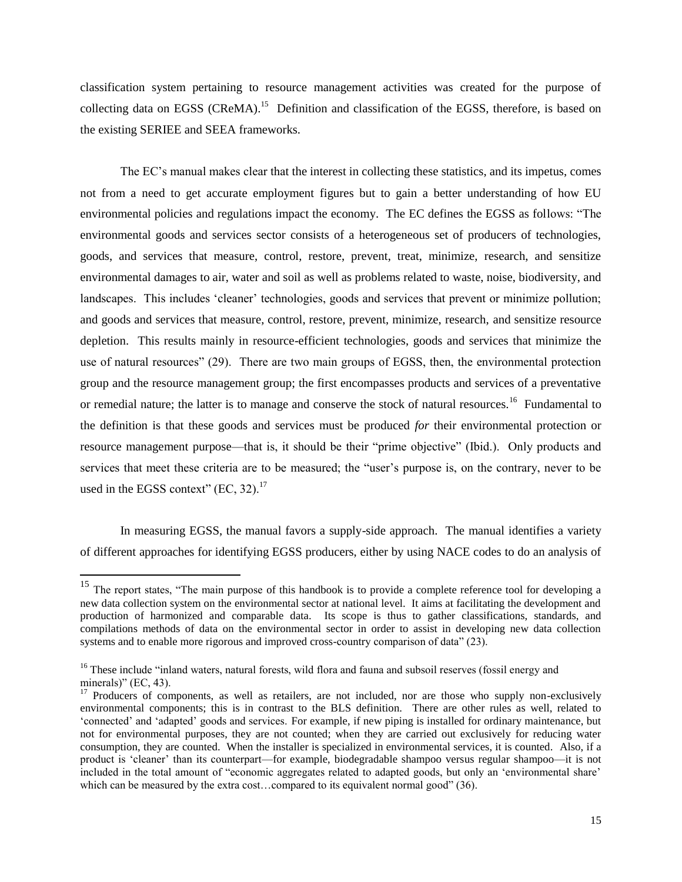classification system pertaining to resource management activities was created for the purpose of collecting data on EGSS (CReMA).[15] Definition and classification of the EGSS, therefore, is based on the existing SERIEE and SEEA frameworks.

The EC's manual makes clear that the interest in collecting these statistics, and its impetus, comes not from a need to get accurate employment figures but to gain a better understanding of how EU environmental policies and regulations impact the economy. The EC defines the EGSS as follows: "The environmental goods and services sector consists of a heterogeneous set of producers of technologies, goods, and services that measure, control, restore, prevent, treat, minimize, research, and sensitize environmental damages to air, water and soil as well as problems related to waste, noise, biodiversity, and landscapes. This includes 'cleaner' technologies, goods and services that prevent or minimize pollution; and goods and services that measure, control, restore, prevent, minimize, research, and sensitize resource depletion. This results mainly in resource-efficient technologies, goods and services that minimize the use of natural resources" (29). There are two main groups of EGSS, then, the environmental protection group and the resource management group; the first encompasses products and services of a preventative or remedial nature; the latter is to manage and conserve the stock of natural resources.[16] Fundamental to the definition is that these goods and services must be produced *for* their environmental protection or resource management purpose—that is, it should be their "prime objective" (Ibid.). Only products and services that meet these criteria are to be measured; the "user's purpose is, on the contrary, never to be used in the EGSS context" (EC, 32).[17]

In measuring EGSS, the manual favors a supply-side approach. The manual identifies a variety of different approaches for identifying EGSS producers, either by using NACE codes to do an analysis of

---

[15] The report states, "The main purpose of this handbook is to provide a complete reference tool for developing a new data collection system on the environmental sector at national level. It aims at facilitating the development and production of harmonized and comparable data. Its scope is thus to gather classifications, standards, and compilations methods of data on the environmental sector in order to assist in developing new data collection systems and to enable more rigorous and improved cross-country comparison of data" (23).

[16] These include "inland waters, natural forests, wild flora and fauna and subsoil reserves (fossil energy and minerals)" (EC, 43).

[17] Producers of components, as well as retailers, are not included, nor are those who supply non-exclusively environmental components; this is in contrast to the BLS definition. There are other rules as well, related to 'connected' and 'adapted' goods and services. For example, if new piping is installed for ordinary maintenance, but not for environmental purposes, they are not counted; when they are carried out exclusively for reducing water consumption, they are counted. When the installer is specialized in environmental services, it is counted. Also, if a product is 'cleaner' than its counterpart—for example, biodegradable shampoo versus regular shampoo—it is not included in the total amount of "economic aggregates related to adapted goods, but only an 'environmental share' which can be measured by the extra cost…compared to its equivalent normal good" (36).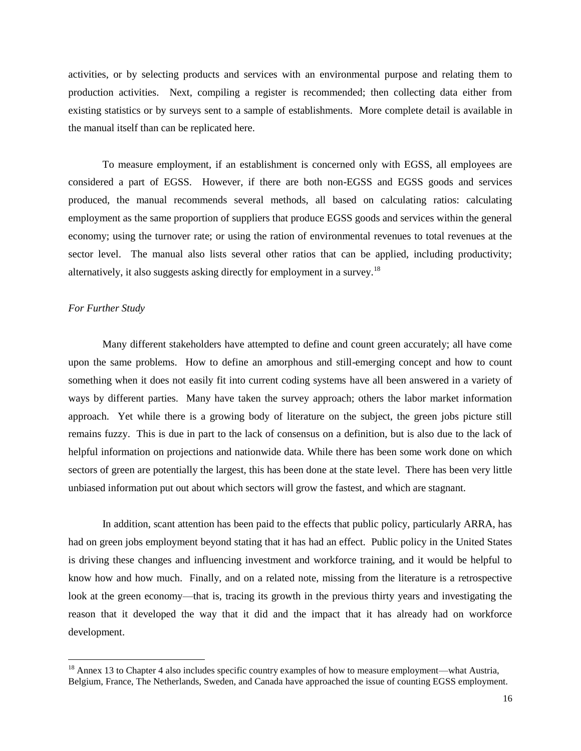activities, or by selecting products and services with an environmental purpose and relating them to production activities. Next, compiling a register is recommended; then collecting data either from existing statistics or by surveys sent to a sample of establishments. More complete detail is available in the manual itself than can be replicated here.

To measure employment, if an establishment is concerned only with EGSS, all employees are considered a part of EGSS. However, if there are both non-EGSS and EGSS goods and services produced, the manual recommends several methods, all based on calculating ratios: calculating employment as the same proportion of suppliers that produce EGSS goods and services within the general economy; using the turnover rate; or using the ration of environmental revenues to total revenues at the sector level. The manual also lists several other ratios that can be applied, including productivity; alternatively, it also suggests asking directly for employment in a survey.[18]

*For Further Study*

Many different stakeholders have attempted to define and count green accurately; all have come upon the same problems. How to define an amorphous and still-emerging concept and how to count something when it does not easily fit into current coding systems have all been answered in a variety of ways by different parties. Many have taken the survey approach; others the labor market information approach. Yet while there is a growing body of literature on the subject, the green jobs picture still remains fuzzy. This is due in part to the lack of consensus on a definition, but is also due to the lack of helpful information on projections and nationwide data. While there has been some work done on which sectors of green are potentially the largest, this has been done at the state level. There has been very little unbiased information put out about which sectors will grow the fastest, and which are stagnant.

In addition, scant attention has been paid to the effects that public policy, particularly ARRA, has had on green jobs employment beyond stating that it has had an effect. Public policy in the United States is driving these changes and influencing investment and workforce training, and it would be helpful to know how and how much. Finally, and on a related note, missing from the literature is a retrospective look at the green economy—that is, tracing its growth in the previous thirty years and investigating the reason that it developed the way that it did and the impact that it has already had on workforce development.

[18] Annex 13 to Chapter 4 also includes specific country examples of how to measure employment—what Austria, Belgium, France, The Netherlands, Sweden, and Canada have approached the issue of counting EGSS employment.